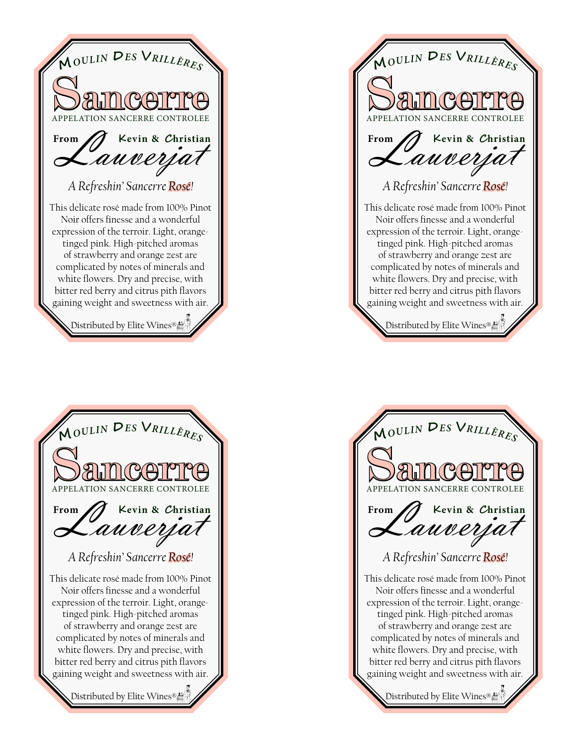Moulin Des Vrillères

# Sancerre

APPELATION SANCERRE CONTROLEE

From Kevin & Christian

## Lauverjat

*A Refreshin' Sancerre Rosé!*

This delicate rosé made from 100% Pinot Noir offers finesse and a wonderful expression of the terroir. Light, orange-tinged pink. High-pitched aromas of strawberry and orange zest are complicated by notes of minerals and white flowers. Dry and precise, with bitter red berry and citrus pith flavors gaining weight and sweetness with air.

Distributed by Elite Wines®

Moulin Des Vrillères

# Sancerre

APPELATION SANCERRE CONTROLEE

From Kevin & Christian

## Lauverjat

*A Refreshin' Sancerre Rosé!*

This delicate rosé made from 100% Pinot Noir offers finesse and a wonderful expression of the terroir. Light, orange-tinged pink. High-pitched aromas of strawberry and orange zest are complicated by notes of minerals and white flowers. Dry and precise, with bitter red berry and citrus pith flavors gaining weight and sweetness with air.

Distributed by Elite Wines®

Moulin Des Vrillères

# Sancerre

APPELATION SANCERRE CONTROLEE

From Kevin & Christian

## Lauverjat

*A Refreshin' Sancerre Rosé!*

This delicate rosé made from 100% Pinot Noir offers finesse and a wonderful expression of the terroir. Light, orange-tinged pink. High-pitched aromas of strawberry and orange zest are complicated by notes of minerals and white flowers. Dry and precise, with bitter red berry and citrus pith flavors gaining weight and sweetness with air.

Distributed by Elite Wines®

Moulin Des Vrillères

# Sancerre

APPELATION SANCERRE CONTROLEE

From Kevin & Christian

## Lauverjat

*A Refreshin' Sancerre Rosé!*

This delicate rosé made from 100% Pinot Noir offers finesse and a wonderful expression of the terroir. Light, orange-tinged pink. High-pitched aromas of strawberry and orange zest are complicated by notes of minerals and white flowers. Dry and precise, with bitter red berry and citrus pith flavors gaining weight and sweetness with air.

Distributed by Elite Wines®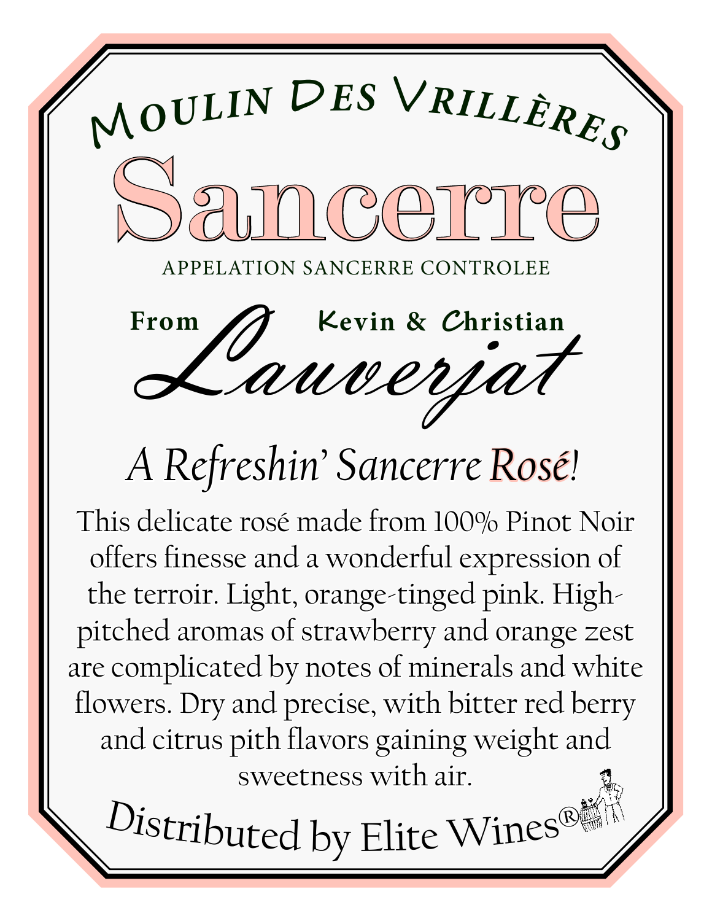# Moulin Des Vrillères

# Sancerre

APPELATION SANCERRE CONTROLEE

**From Kevin & Christian**

# *Lauverjat*

## *A Refreshin' Sancerre Rosé!*

This delicate rosé made from 100% Pinot Noir offers finesse and a wonderful expression of the terroir. Light, orange-tinged pink. High-pitched aromas of strawberry and orange zest are complicated by notes of minerals and white flowers. Dry and precise, with bitter red berry and citrus pith flavors gaining weight and sweetness with air.

Distributed by Elite Wines®